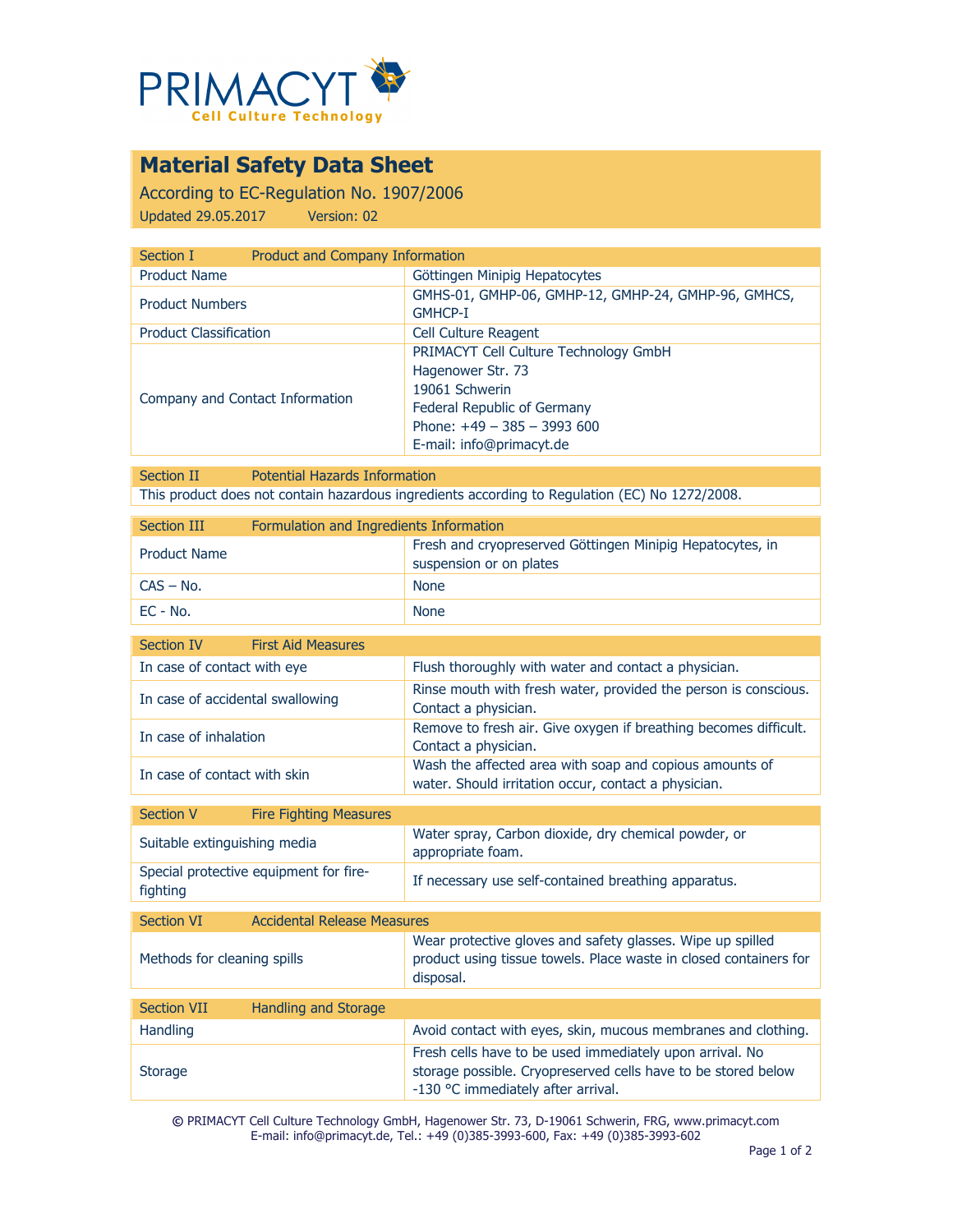PRIMACYT

Cell Culture Technology

# Material Safety Data Sheet

According to EC-Regulation No. 1907/2006

Updated 29.05.2017 Version: 02

| Section I | Product and Company Information |
|---|---|
| Product Name | Göttingen Minipig Hepatocytes |
| Product Numbers | GMHS-01, GMHP-06, GMHP-12, GMHP-24, GMHP-96, GMHCS, GMHCP-I |
| Product Classification | Cell Culture Reagent |
| Company and Contact Information | PRIMACYT Cell Culture Technology GmbH<br>Hagenower Str. 73<br>19061 Schwerin<br>Federal Republic of Germany<br>Phone: +49 – 385 – 3993 600<br>E-mail: info@primacyt.de |

| Section II | Potential Hazards Information |
|---|---|
| This product does not contain hazardous ingredients according to Regulation (EC) No 1272/2008. | |

| Section III | Formulation and Ingredients Information |
|---|---|
| Product Name | Fresh and cryopreserved Göttingen Minipig Hepatocytes, in suspension or on plates |
| CAS – No. | None |
| EC - No. | None |

| Section IV | First Aid Measures |
|---|---|
| In case of contact with eye | Flush thoroughly with water and contact a physician. |
| In case of accidental swallowing | Rinse mouth with fresh water, provided the person is conscious. Contact a physician. |
| In case of inhalation | Remove to fresh air. Give oxygen if breathing becomes difficult. Contact a physician. |
| In case of contact with skin | Wash the affected area with soap and copious amounts of water. Should irritation occur, contact a physician. |

| Section V | Fire Fighting Measures |
|---|---|
| Suitable extinguishing media | Water spray, Carbon dioxide, dry chemical powder, or appropriate foam. |
| Special protective equipment for fire-fighting | If necessary use self-contained breathing apparatus. |

| Section VI | Accidental Release Measures |
|---|---|
| Methods for cleaning spills | Wear protective gloves and safety glasses. Wipe up spilled product using tissue towels. Place waste in closed containers for disposal. |

| Section VII | Handling and Storage |
|---|---|
| Handling | Avoid contact with eyes, skin, mucous membranes and clothing. |
| Storage | Fresh cells have to be used immediately upon arrival. No storage possible. Cryopreserved cells have to be stored below -130 °C immediately after arrival. |

© PRIMACYT Cell Culture Technology GmbH, Hagenower Str. 73, D-19061 Schwerin, FRG, www.primacyt.com
E-mail: info@primacyt.de, Tel.: +49 (0)385-3993-600, Fax: +49 (0)385-3993-602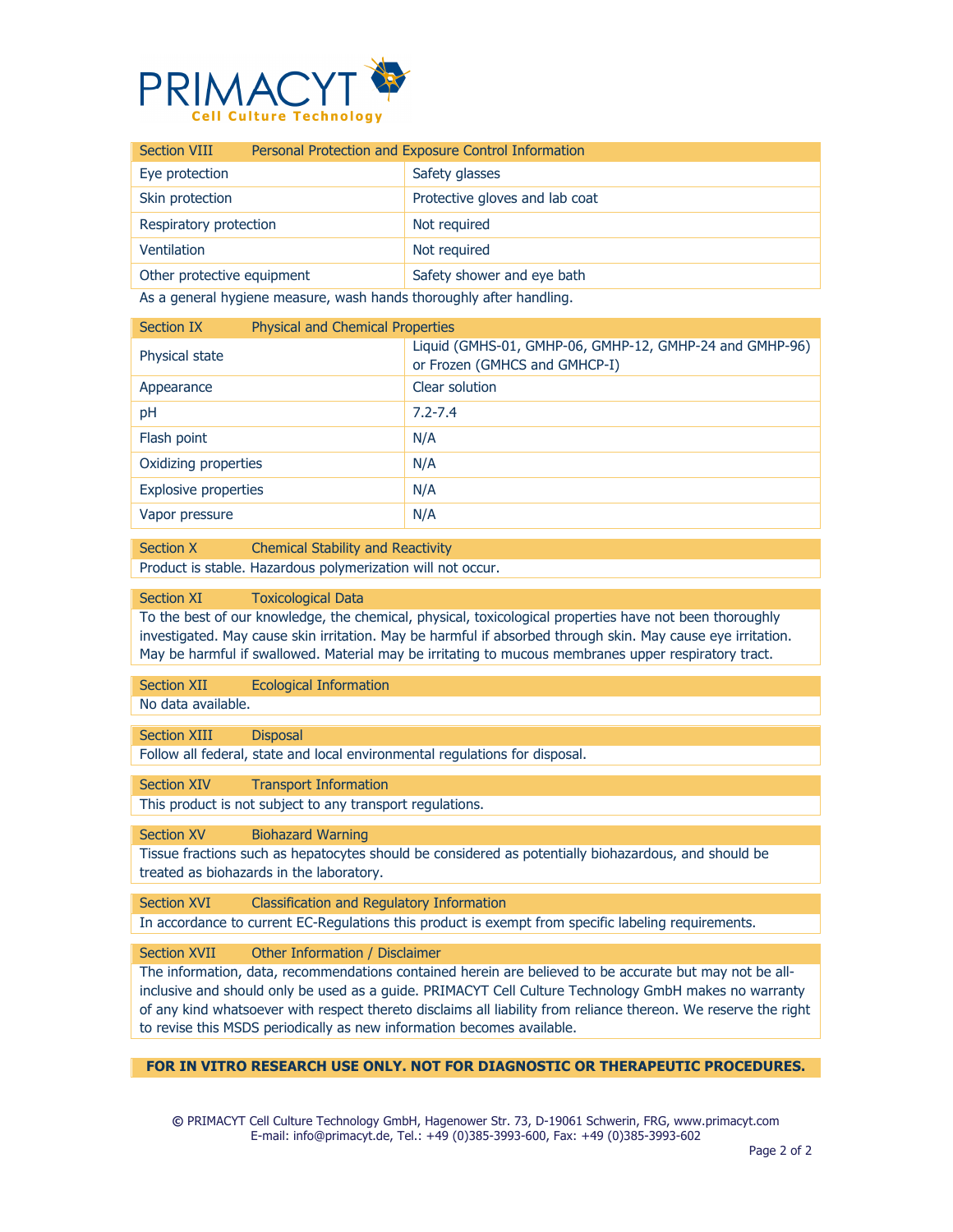PRIMACYT
Cell Culture Technology

| Section VIII | Personal Protection and Exposure Control Information |
| --- | --- |
| Eye protection | Safety glasses |
| Skin protection | Protective gloves and lab coat |
| Respiratory protection | Not required |
| Ventilation | Not required |
| Other protective equipment | Safety shower and eye bath |

As a general hygiene measure, wash hands thoroughly after handling.

| Section IX | Physical and Chemical Properties |
| --- | --- |
| Physical state | Liquid (GMHS-01, GMHP-06, GMHP-12, GMHP-24 and GMHP-96) or Frozen (GMHCS and GMHCP-I) |
| Appearance | Clear solution |
| pH | 7.2-7.4 |
| Flash point | N/A |
| Oxidizing properties | N/A |
| Explosive properties | N/A |
| Vapor pressure | N/A |

## Section X Chemical Stability and Reactivity

Product is stable. Hazardous polymerization will not occur.

## Section XI Toxicological Data

To the best of our knowledge, the chemical, physical, toxicological properties have not been thoroughly investigated. May cause skin irritation. May be harmful if absorbed through skin. May cause eye irritation. May be harmful if swallowed. Material may be irritating to mucous membranes upper respiratory tract.

## Section XII Ecological Information

No data available.

## Section XIII Disposal

Follow all federal, state and local environmental regulations for disposal.

## Section XIV Transport Information

This product is not subject to any transport regulations.

## Section XV Biohazard Warning

Tissue fractions such as hepatocytes should be considered as potentially biohazardous, and should be treated as biohazards in the laboratory.

## Section XVI Classification and Regulatory Information

In accordance to current EC-Regulations this product is exempt from specific labeling requirements.

## Section XVII Other Information / Disclaimer

The information, data, recommendations contained herein are believed to be accurate but may not be all-inclusive and should only be used as a guide. PRIMACYT Cell Culture Technology GmbH makes no warranty of any kind whatsoever with respect thereto disclaims all liability from reliance thereon. We reserve the right to revise this MSDS periodically as new information becomes available.

**FOR IN VITRO RESEARCH USE ONLY. NOT FOR DIAGNOSTIC OR THERAPEUTIC PROCEDURES.**

© PRIMACYT Cell Culture Technology GmbH, Hagenower Str. 73, D-19061 Schwerin, FRG, www.primacyt.com
E-mail: info@primacyt.de, Tel.: +49 (0)385-3993-600, Fax: +49 (0)385-3993-602